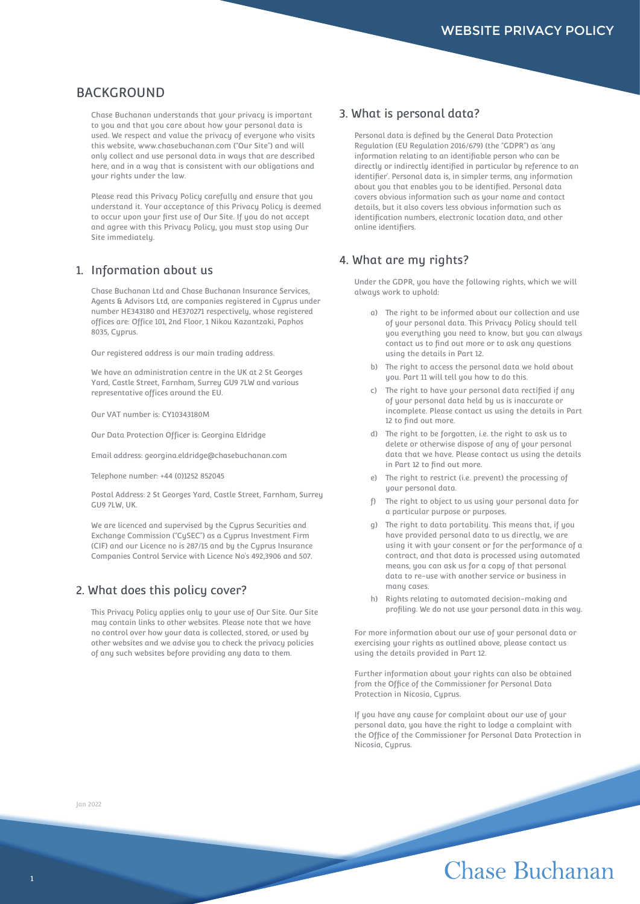# WEBSITE PRIVACY POLICY

## BACKGROUND

Chase Buchanan understands that your privacy is important to you and that you care about how your personal data is used. We respect and value the privacy of everyone who visits this website, www.chasebuchanan.com ("Our Site") and will only collect and use personal data in ways that are described here, and in a way that is consistent with our obligations and your rights under the law.

Please read this Privacy Policy carefully and ensure that you understand it. Your acceptance of this Privacy Policy is deemed to occur upon your first use of Our Site. If you do not accept and agree with this Privacy Policy, you must stop using Our Site immediately.

## 1. Information about us

Chase Buchanan Ltd and Chase Buchanan Insurance Services, Agents & Advisors Ltd, are companies registered in Cyprus under number HE343180 and HE370271 respectively, whose registered offices are: Office 101, 2nd Floor, 1 Nikou Kazantzaki, Paphos 8035, Cyprus.

Our registered address is our main trading address.

We have an administration centre in the UK at 2 St Georges Yard, Castle Street, Farnham, Surrey GU9 7LW and various representative offices around the EU.

Our VAT number is: CY10343180M

Our Data Protection Officer is: Georgina Eldridge

Email address: georgina.eldridge@chasebuchanan.com

Telephone number: +44 (0)1252 852045

Postal Address: 2 St Georges Yard, Castle Street, Farnham, Surrey GU9 7LW, UK.

We are licenced and supervised by the Cyprus Securities and Exchange Commission ("CySEC") as a Cyprus Investment Firm (CIF) and our Licence no is 287/15 and by the Cyprus Insurance Companies Control Service with Licence No's 492,3906 and 507.

## 2. What does this policy cover?

This Privacy Policy applies only to your use of Our Site. Our Site may contain links to other websites. Please note that we have no control over how your data is collected, stored, or used by other websites and we advise you to check the privacy policies of any such websites before providing any data to them.

## 3. What is personal data?

Personal data is defined by the General Data Protection Regulation (EU Regulation 2016/679) (the "GDPR") as 'any information relating to an identifiable person who can be directly or indirectly identified in particular by reference to an identifier'. Personal data is, in simpler terms, any information about you that enables you to be identified. Personal data covers obvious information such as your name and contact details, but it also covers less obvious information such as identification numbers, electronic location data, and other online identifiers.

## 4. What are my rights?

Under the GDPR, you have the following rights, which we will always work to uphold:

a) The right to be informed about our collection and use of your personal data. This Privacy Policy should tell you everything you need to know, but you can always contact us to find out more or to ask any questions using the details in Part 12.

b) The right to access the personal data we hold about you. Part 11 will tell you how to do this.

c) The right to have your personal data rectified if any of your personal data held by us is inaccurate or incomplete. Please contact us using the details in Part 12 to find out more.

d) The right to be forgotten, i.e. the right to ask us to delete or otherwise dispose of any of your personal data that we have. Please contact us using the details in Part 12 to find out more.

e) The right to restrict (i.e. prevent) the processing of your personal data.

f) The right to object to us using your personal data for a particular purpose or purposes.

g) The right to data portability. This means that, if you have provided personal data to us directly, we are using it with your consent or for the performance of a contract, and that data is processed using automated means, you can ask us for a copy of that personal data to re-use with another service or business in many cases.

h) Rights relating to automated decision-making and profiling. We do not use your personal data in this way.

For more information about our use of your personal data or exercising your rights as outlined above, please contact us using the details provided in Part 12.

Further information about your rights can also be obtained from the Office of the Commissioner for Personal Data Protection in Nicosia, Cyprus.

If you have any cause for complaint about our use of your personal data, you have the right to lodge a complaint with the Office of the Commissioner for Personal Data Protection in Nicosia, Cyprus.

Jan 2022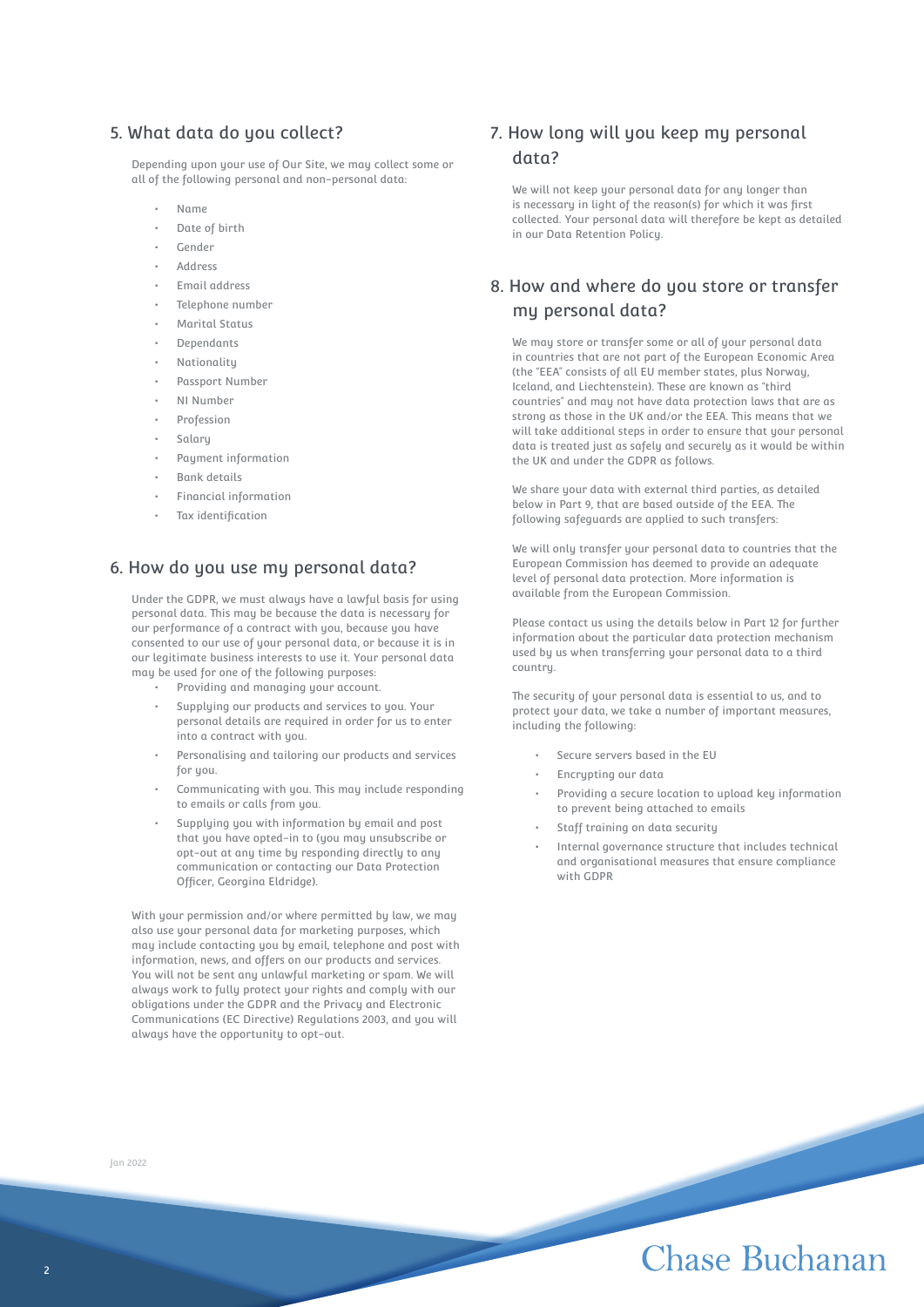## 5. What data do you collect?

Depending upon your use of Our Site, we may collect some or all of the following personal and non-personal data:

- Name
- Date of birth
- Gender
- Address
- Email address
- Telephone number
- Marital Status
- Dependants
- Nationality
- Passport Number
- NI Number
- Profession
- Salary
- Payment information
- Bank details
- Financial information
- Tax identification

## 6. How do you use my personal data?

Under the GDPR, we must always have a lawful basis for using personal data. This may be because the data is necessary for our performance of a contract with you, because you have consented to our use of your personal data, or because it is in our legitimate business interests to use it. Your personal data may be used for one of the following purposes:

- Providing and managing your account.
- Supplying our products and services to you. Your personal details are required in order for us to enter into a contract with you.
- Personalising and tailoring our products and services for you.
- Communicating with you. This may include responding to emails or calls from you.
- Supplying you with information by email and post that you have opted-in to (you may unsubscribe or opt-out at any time by responding directly to any communication or contacting our Data Protection Officer, Georgina Eldridge).

With your permission and/or where permitted by law, we may also use your personal data for marketing purposes, which may include contacting you by email, telephone and post with information, news, and offers on our products and services. You will not be sent any unlawful marketing or spam. We will always work to fully protect your rights and comply with our obligations under the GDPR and the Privacy and Electronic Communications (EC Directive) Regulations 2003, and you will always have the opportunity to opt-out.

## 7. How long will you keep my personal data?

We will not keep your personal data for any longer than is necessary in light of the reason(s) for which it was first collected. Your personal data will therefore be kept as detailed in our Data Retention Policy.

## 8. How and where do you store or transfer my personal data?

We may store or transfer some or all of your personal data in countries that are not part of the European Economic Area (the "EEA" consists of all EU member states, plus Norway, Iceland, and Liechtenstein). These are known as "third countries" and may not have data protection laws that are as strong as those in the UK and/or the EEA. This means that we will take additional steps in order to ensure that your personal data is treated just as safely and securely as it would be within the UK and under the GDPR as follows.

We share your data with external third parties, as detailed below in Part 9, that are based outside of the EEA. The following safeguards are applied to such transfers:

We will only transfer your personal data to countries that the European Commission has deemed to provide an adequate level of personal data protection. More information is available from the European Commission.

Please contact us using the details below in Part 12 for further information about the particular data protection mechanism used by us when transferring your personal data to a third country.

The security of your personal data is essential to us, and to protect your data, we take a number of important measures, including the following:

- Secure servers based in the EU
- Encrypting our data
- Providing a secure location to upload key information to prevent being attached to emails
- Staff training on data security
- Internal governance structure that includes technical and organisational measures that ensure compliance with GDPR

Jan 2022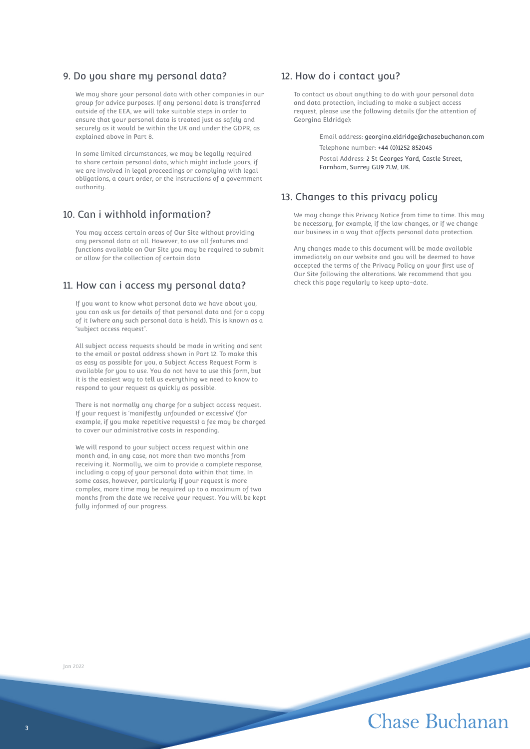## 9. Do you share my personal data?

We may share your personal data with other companies in our group for advice purposes. If any personal data is transferred outside of the EEA, we will take suitable steps in order to ensure that your personal data is treated just as safely and securely as it would be within the UK and under the GDPR, as explained above in Part 8.

In some limited circumstances, we may be legally required to share certain personal data, which might include yours, if we are involved in legal proceedings or complying with legal obligations, a court order, or the instructions of a government authority.

## 10. Can i withhold information?

You may access certain areas of Our Site without providing any personal data at all. However, to use all features and functions available on Our Site you may be required to submit or allow for the collection of certain data

## 11. How can i access my personal data?

If you want to know what personal data we have about you, you can ask us for details of that personal data and for a copy of it (where any such personal data is held). This is known as a "subject access request".

All subject access requests should be made in writing and sent to the email or postal address shown in Part 12. To make this as easy as possible for you, a Subject Access Request Form is available for you to use. You do not have to use this form, but it is the easiest way to tell us everything we need to know to respond to your request as quickly as possible.

There is not normally any charge for a subject access request. If your request is 'manifestly unfounded or excessive' (for example, if you make repetitive requests) a fee may be charged to cover our administrative costs in responding.

We will respond to your subject access request within one month and, in any case, not more than two months from receiving it. Normally, we aim to provide a complete response, including a copy of your personal data within that time. In some cases, however, particularly if your request is more complex, more time may be required up to a maximum of two months from the date we receive your request. You will be kept fully informed of our progress.

## 12. How do i contact you?

To contact us about anything to do with your personal data and data protection, including to make a subject access request, please use the following details (for the attention of Georgina Eldridge):

Email address: georgina.eldridge@chasebuchanan.com

Telephone number: +44 (0)1252 852045

Postal Address: 2 St Georges Yard, Castle Street, Farnham, Surrey GU9 7LW, UK.

## 13. Changes to this privacy policy

We may change this Privacy Notice from time to time. This may be necessary, for example, if the law changes, or if we change our business in a way that affects personal data protection.

Any changes made to this document will be made available immediately on our website and you will be deemed to have accepted the terms of the Privacy Policy on your first use of Our Site following the alterations. We recommend that you check this page regularly to keep upto-date.

Jan 2022

Chase Buchanan